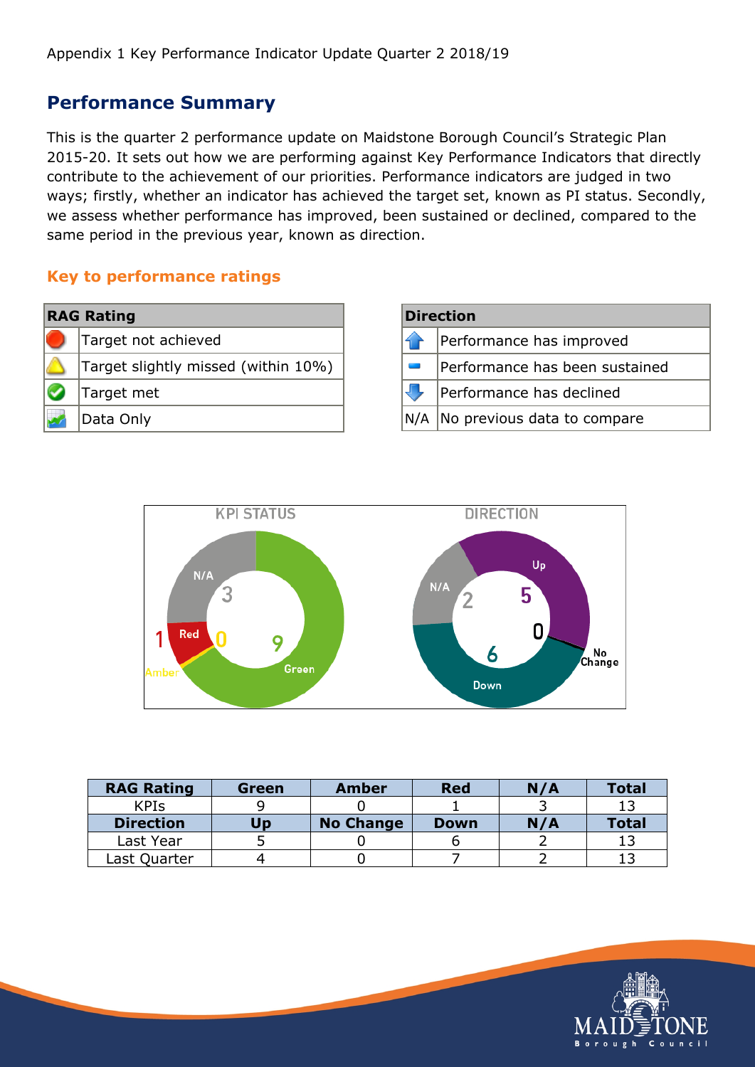Appendix 1 Key Performance Indicator Update Quarter 2 2018/19

## Performance Summary

This is the quarter 2 performance update on Maidstone Borough Council's Strategic Plan 2015-20. It sets out how we are performing against Key Performance Indicators that directly contribute to the achievement of our priorities. Performance indicators are judged in two ways; firstly, whether an indicator has achieved the target set, known as PI status. Secondly, we assess whether performance has improved, been sustained or declined, compared to the same period in the previous year, known as direction.

### Key to performance ratings

| RAG Rating | |
|---|---|
| | Target not achieved |
| | Target slightly missed (within 10%) |
| | Target met |
| | Data Only |

| Direction | |
|---|---|
| | Performance has improved |
| | Performance has been sustained |
| | Performance has declined |
| N/A | No previous data to compare |

KPI STATUS: N/A 3, Red 1, Amber 0, Green 9

DIRECTION: N/A 2, Up 5, No Change 0, Down 6

| RAG Rating | Green | Amber | Red | N/A | Total |
|---|---|---|---|---|---|
| KPIs | 9 | 0 | 1 | 3 | 13 |
| **Direction** | **Up** | **No Change** | **Down** | **N/A** | **Total** |
| Last Year | 5 | 0 | 6 | 2 | 13 |
| Last Quarter | 4 | 0 | 7 | 2 | 13 |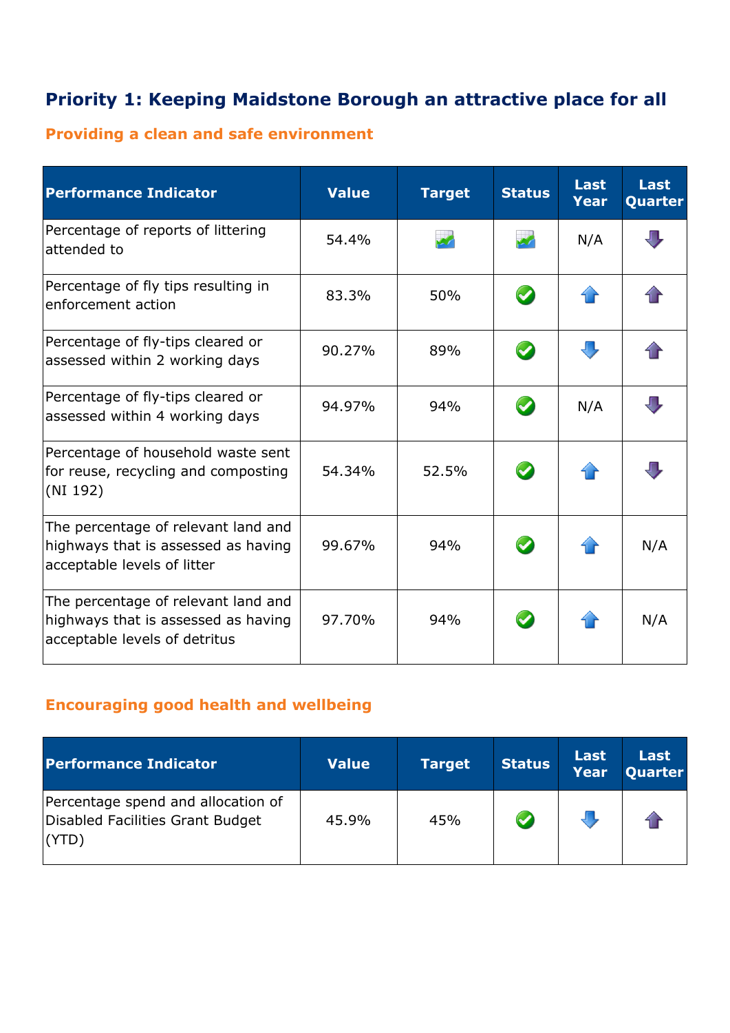## Priority 1: Keeping Maidstone Borough an attractive place for all

### Providing a clean and safe environment

| Performance Indicator | Value | Target | Status | Last Year | Last Quarter |
|---|---|---|---|---|---|
| Percentage of reports of littering attended to | 54.4% | | | N/A | ⬇ |
| Percentage of fly tips resulting in enforcement action | 83.3% | 50% | ✔ | ⬆ | ⬆ |
| Percentage of fly-tips cleared or assessed within 2 working days | 90.27% | 89% | ✔ | ⬇ | ⬆ |
| Percentage of fly-tips cleared or assessed within 4 working days | 94.97% | 94% | ✔ | N/A | ⬇ |
| Percentage of household waste sent for reuse, recycling and composting (NI 192) | 54.34% | 52.5% | ✔ | ⬆ | ⬇ |
| The percentage of relevant land and highways that is assessed as having acceptable levels of litter | 99.67% | 94% | ✔ | ⬆ | N/A |
| The percentage of relevant land and highways that is assessed as having acceptable levels of detritus | 97.70% | 94% | ✔ | ⬆ | N/A |

### Encouraging good health and wellbeing

| Performance Indicator | Value | Target | Status | Last Year | Last Quarter |
|---|---|---|---|---|---|
| Percentage spend and allocation of Disabled Facilities Grant Budget (YTD) | 45.9% | 45% | ✔ | ⬇ | ⬆ |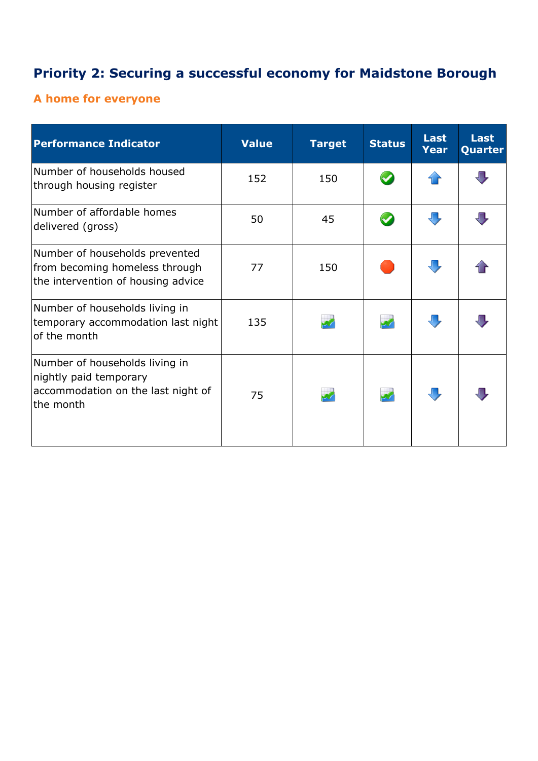## Priority 2: Securing a successful economy for Maidstone Borough

### A home for everyone

| Performance Indicator | Value | Target | Status | Last Year | Last Quarter |
|---|---|---|---|---|---|
| Number of households housed through housing register | 152 | 150 | ✔ | ↑ | ↓ |
| Number of affordable homes delivered (gross) | 50 | 45 | ✔ | ↓ | ↓ |
| Number of households prevented from becoming homeless through the intervention of housing advice | 77 | 150 | ● | ↓ | ↑ |
| Number of households living in temporary accommodation last night of the month | 135 | | | ↓ | ↓ |
| Number of households living in nightly paid temporary accommodation on the last night of the month | 75 | | | ↓ | ↓ |